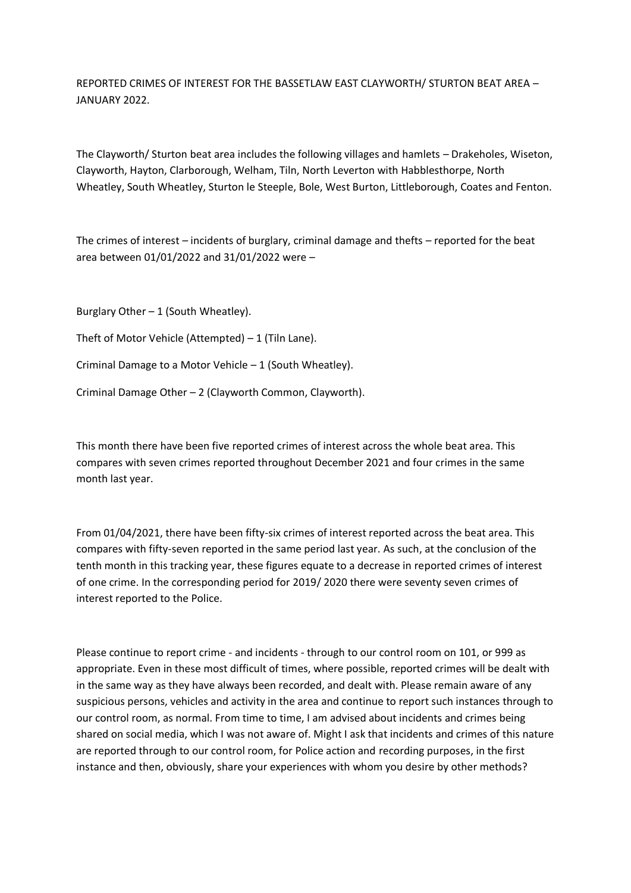# REPORTED CRIMES OF INTEREST FOR THE BASSETLAW EAST CLAYWORTH/ STURTON BEAT AREA – JANUARY 2022.

The Clayworth/ Sturton beat area includes the following villages and hamlets – Drakeholes, Wiseton, Clayworth, Hayton, Clarborough, Welham, Tiln, North Leverton with Habblesthorpe, North Wheatley, South Wheatley, Sturton le Steeple, Bole, West Burton, Littleborough, Coates and Fenton.

The crimes of interest – incidents of burglary, criminal damage and thefts – reported for the beat area between 01/01/2022 and 31/01/2022 were –

Burglary Other – 1 (South Wheatley).

Theft of Motor Vehicle (Attempted) – 1 (Tiln Lane).

Criminal Damage to a Motor Vehicle – 1 (South Wheatley).

Criminal Damage Other – 2 (Clayworth Common, Clayworth).

This month there have been five reported crimes of interest across the whole beat area. This compares with seven crimes reported throughout December 2021 and four crimes in the same month last year.

From 01/04/2021, there have been fifty-six crimes of interest reported across the beat area. This compares with fifty-seven reported in the same period last year. As such, at the conclusion of the tenth month in this tracking year, these figures equate to a decrease in reported crimes of interest of one crime. In the corresponding period for 2019/ 2020 there were seventy seven crimes of interest reported to the Police.

Please continue to report crime - and incidents - through to our control room on 101, or 999 as appropriate. Even in these most difficult of times, where possible, reported crimes will be dealt with in the same way as they have always been recorded, and dealt with. Please remain aware of any suspicious persons, vehicles and activity in the area and continue to report such instances through to our control room, as normal. From time to time, I am advised about incidents and crimes being shared on social media, which I was not aware of. Might I ask that incidents and crimes of this nature are reported through to our control room, for Police action and recording purposes, in the first instance and then, obviously, share your experiences with whom you desire by other methods?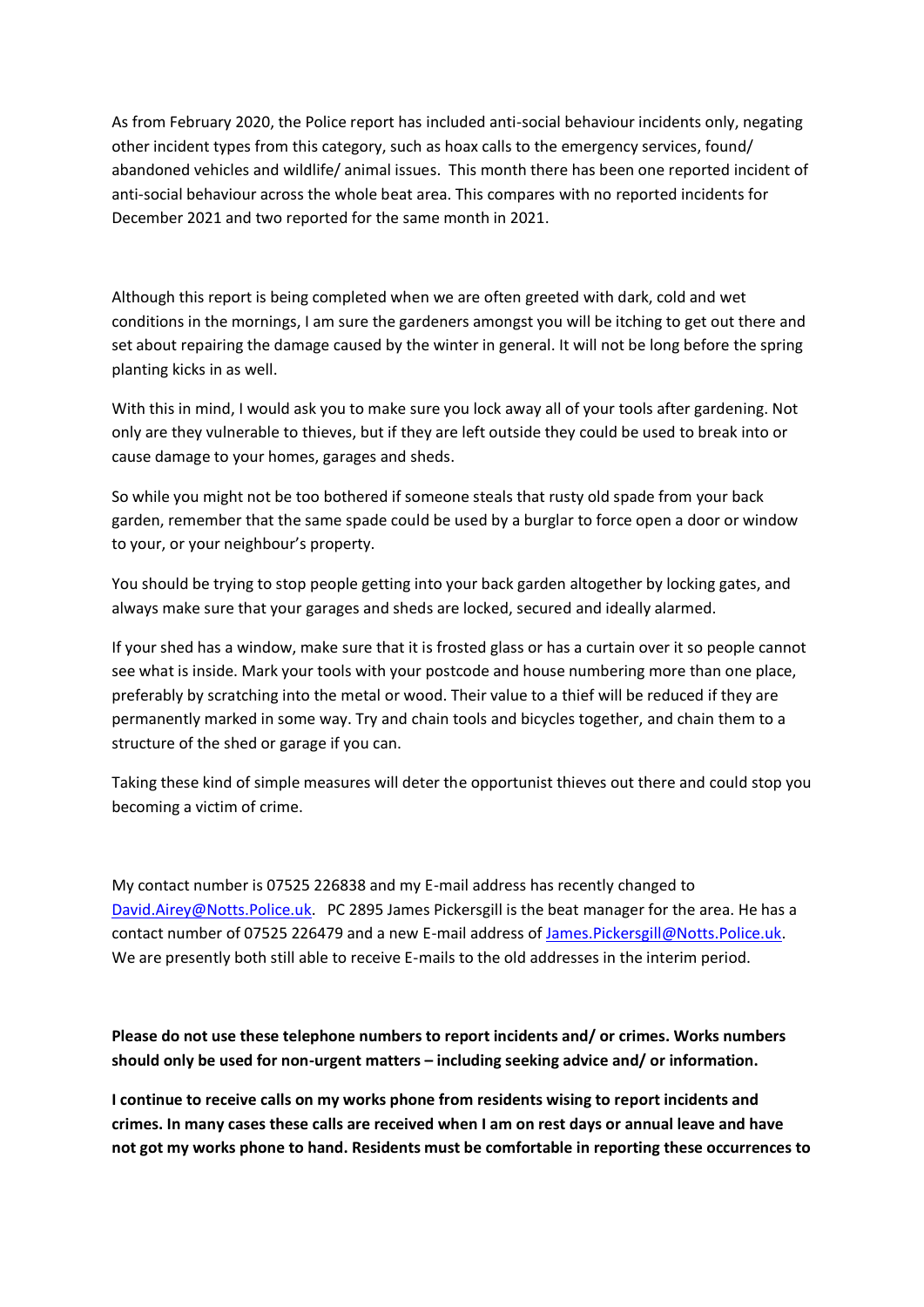As from February 2020, the Police report has included anti-social behaviour incidents only, negating other incident types from this category, such as hoax calls to the emergency services, found/ abandoned vehicles and wildlife/ animal issues. This month there has been one reported incident of anti-social behaviour across the whole beat area. This compares with no reported incidents for December 2021 and two reported for the same month in 2021.

Although this report is being completed when we are often greeted with dark, cold and wet conditions in the mornings, I am sure the gardeners amongst you will be itching to get out there and set about repairing the damage caused by the winter in general. It will not be long before the spring planting kicks in as well.

With this in mind, I would ask you to make sure you lock away all of your tools after gardening. Not only are they vulnerable to thieves, but if they are left outside they could be used to break into or cause damage to your homes, garages and sheds.

So while you might not be too bothered if someone steals that rusty old spade from your back garden, remember that the same spade could be used by a burglar to force open a door or window to your, or your neighbour's property.

You should be trying to stop people getting into your back garden altogether by locking gates, and always make sure that your garages and sheds are locked, secured and ideally alarmed.

If your shed has a window, make sure that it is frosted glass or has a curtain over it so people cannot see what is inside. Mark your tools with your postcode and house numbering more than one place, preferably by scratching into the metal or wood. Their value to a thief will be reduced if they are permanently marked in some way. Try and chain tools and bicycles together, and chain them to a structure of the shed or garage if you can.

Taking these kind of simple measures will deter the opportunist thieves out there and could stop you becoming a victim of crime.

My contact number is 07525 226838 and my E-mail address has recently changed to David.Airey@Notts.Police.uk. PC 2895 James Pickersgill is the beat manager for the area. He has a contact number of 07525 226479 and a new E-mail address of James.Pickersgill@Notts.Police.uk. We are presently both still able to receive E-mails to the old addresses in the interim period.

**Please do not use these telephone numbers to report incidents and/ or crimes. Works numbers should only be used for non-urgent matters – including seeking advice and/ or information.**

**I continue to receive calls on my works phone from residents wising to report incidents and crimes. In many cases these calls are received when I am on rest days or annual leave and have not got my works phone to hand. Residents must be comfortable in reporting these occurrences to**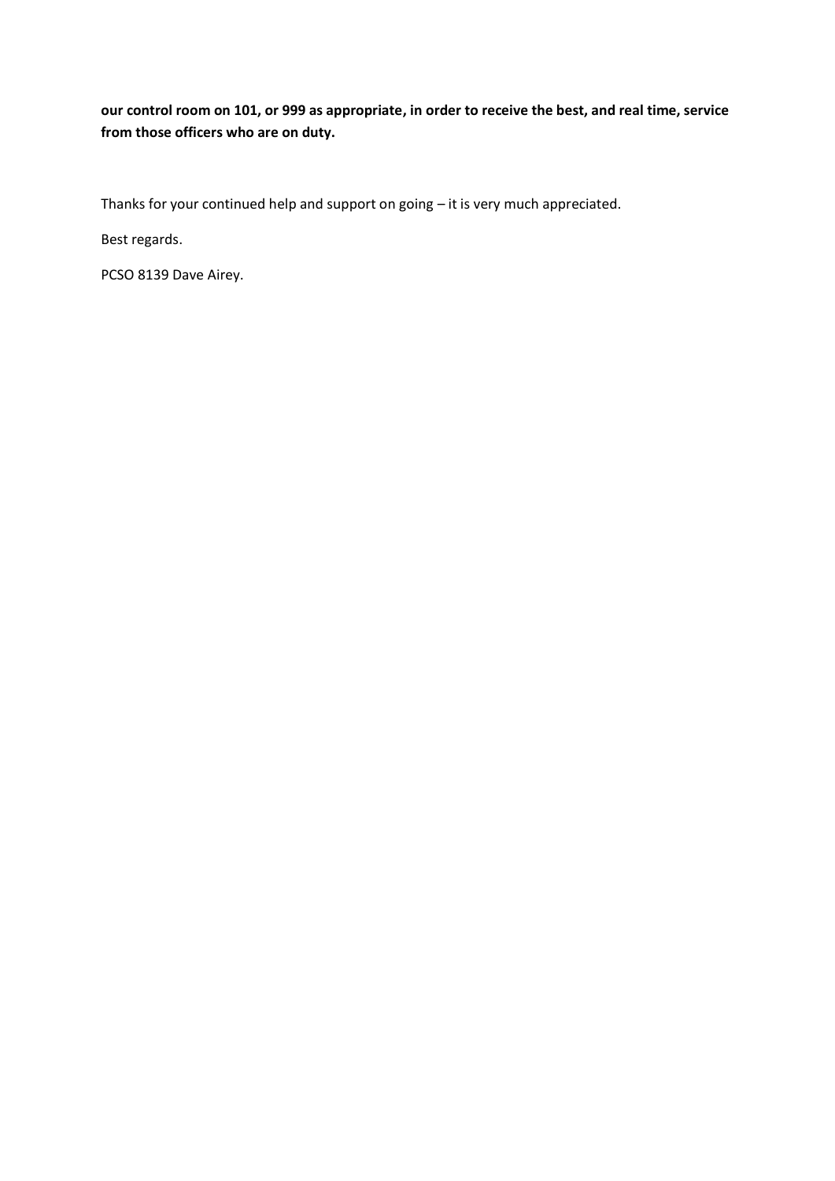**our control room on 101, or 999 as appropriate, in order to receive the best, and real time, service from those officers who are on duty.**

Thanks for your continued help and support on going – it is very much appreciated.

Best regards.

PCSO 8139 Dave Airey.